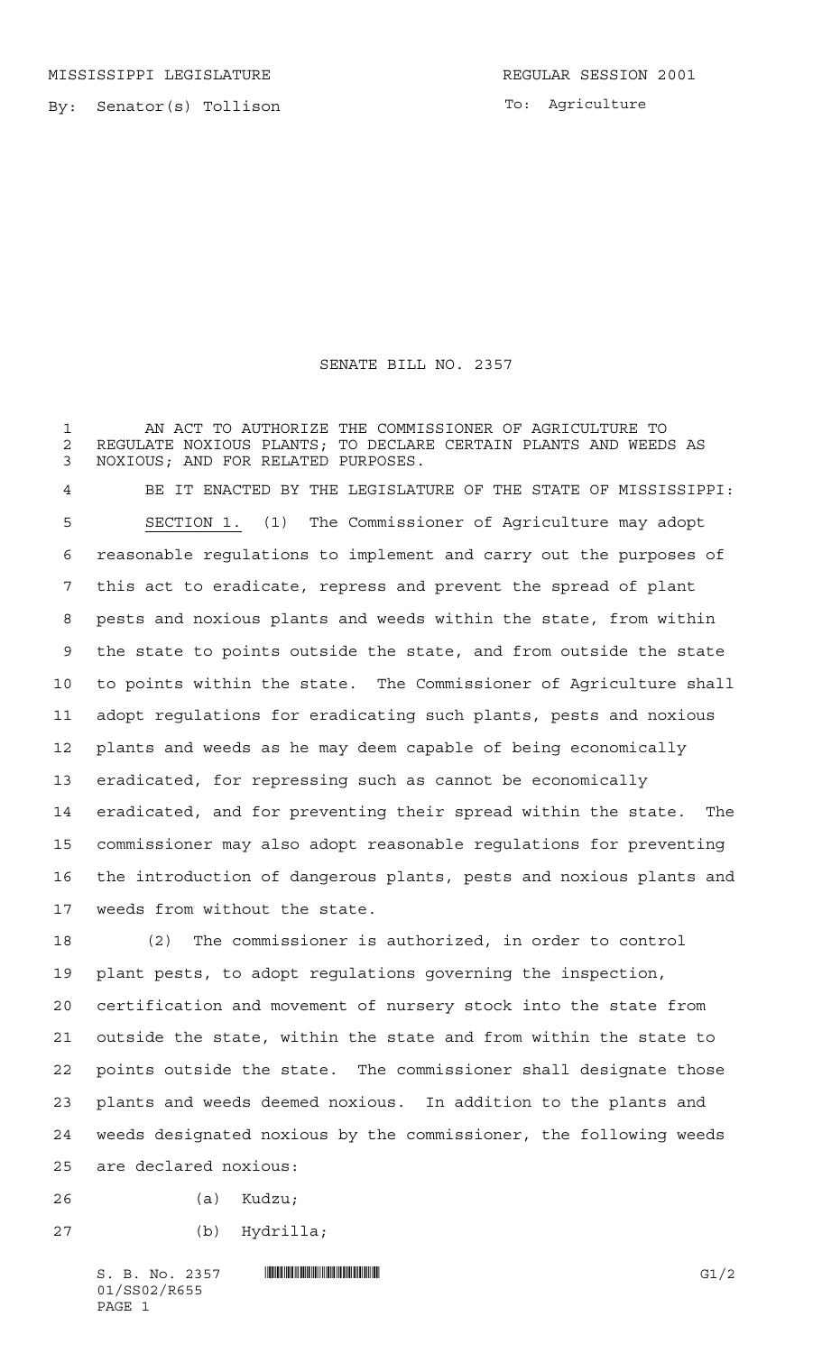MISSISSIPPI LEGISLATURE REGULAR SESSION 2001

By: Senator(s) Tollison

To: Agriculture

# SENATE BILL NO. 2357

AN ACT TO AUTHORIZE THE COMMISSIONER OF AGRICULTURE TO REGULATE NOXIOUS PLANTS; TO DECLARE CERTAIN PLANTS AND WEEDS AS NOXIOUS; AND FOR RELATED PURPOSES.

BE IT ENACTED BY THE LEGISLATURE OF THE STATE OF MISSISSIPPI:

SECTION 1. (1) The Commissioner of Agriculture may adopt reasonable regulations to implement and carry out the purposes of this act to eradicate, repress and prevent the spread of plant pests and noxious plants and weeds within the state, from within the state to points outside the state, and from outside the state to points within the state. The Commissioner of Agriculture shall adopt regulations for eradicating such plants, pests and noxious plants and weeds as he may deem capable of being economically eradicated, for repressing such as cannot be economically eradicated, and for preventing their spread within the state. The commissioner may also adopt reasonable regulations for preventing the introduction of dangerous plants, pests and noxious plants and weeds from without the state.

(2) The commissioner is authorized, in order to control plant pests, to adopt regulations governing the inspection, certification and movement of nursery stock into the state from outside the state, within the state and from within the state to points outside the state. The commissioner shall designate those plants and weeds deemed noxious. In addition to the plants and weeds designated noxious by the commissioner, the following weeds are declared noxious:

(a) Kudzu;

(b) Hydrilla;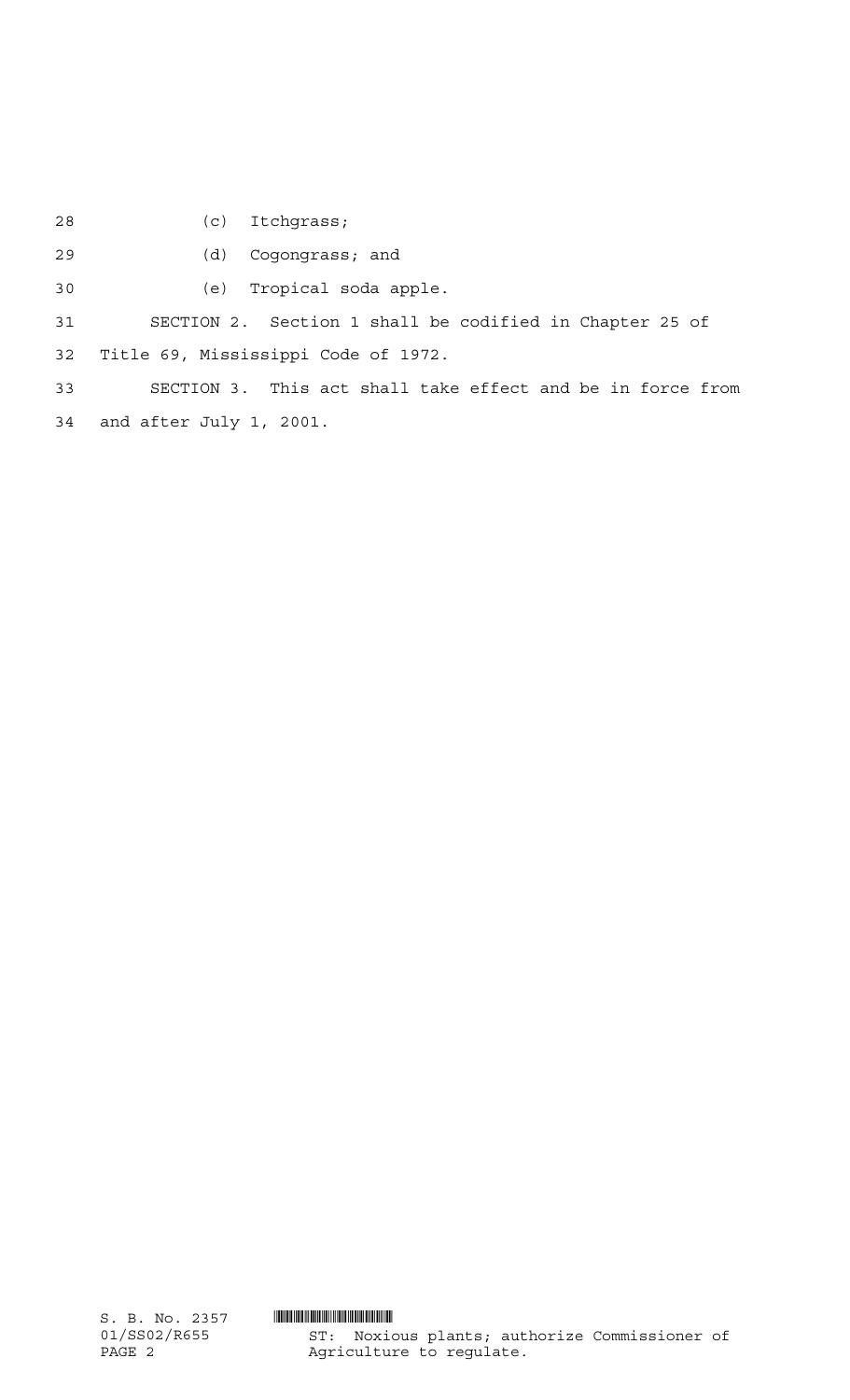(c) Itchgrass;

(d) Cogongrass; and

(e) Tropical soda apple.

SECTION 2. Section 1 shall be codified in Chapter 25 of Title 69, Mississippi Code of 1972.

SECTION 3. This act shall take effect and be in force from and after July 1, 2001.